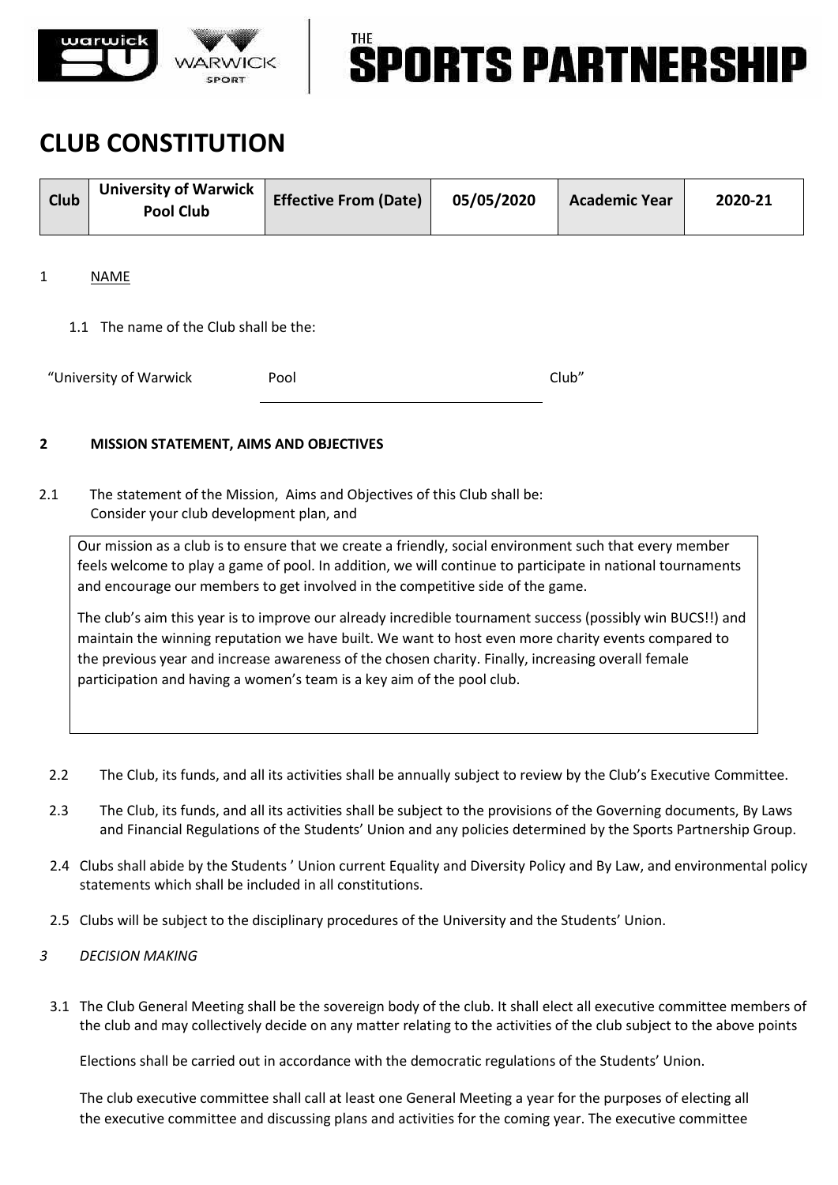# CLUB CONSTITUTION

| Club | University of Warwick Pool Club | Effective From (Date) | 05/05/2020 | Academic Year | 2020-21 |
|---|---|---|---|---|---|

1 NAME

1.1 The name of the Club shall be the:

"University of Warwick Pool Club"

**2 MISSION STATEMENT, AIMS AND OBJECTIVES**

2.1 The statement of the Mission, Aims and Objectives of this Club shall be:
Consider your club development plan, and

Our mission as a club is to ensure that we create a friendly, social environment such that every member feels welcome to play a game of pool. In addition, we will continue to participate in national tournaments and encourage our members to get involved in the competitive side of the game.

The club's aim this year is to improve our already incredible tournament success (possibly win BUCS!!) and maintain the winning reputation we have built. We want to host even more charity events compared to the previous year and increase awareness of the chosen charity. Finally, increasing overall female participation and having a women's team is a key aim of the pool club.

2.2 The Club, its funds, and all its activities shall be annually subject to review by the Club's Executive Committee.

2.3 The Club, its funds, and all its activities shall be subject to the provisions of the Governing documents, By Laws and Financial Regulations of the Students' Union and any policies determined by the Sports Partnership Group.

2.4 Clubs shall abide by the Students ' Union current Equality and Diversity Policy and By Law, and environmental policy statements which shall be included in all constitutions.

2.5 Clubs will be subject to the disciplinary procedures of the University and the Students' Union.

*3 DECISION MAKING*

3.1 The Club General Meeting shall be the sovereign body of the club. It shall elect all executive committee members of the club and may collectively decide on any matter relating to the activities of the club subject to the above points

Elections shall be carried out in accordance with the democratic regulations of the Students' Union.

The club executive committee shall call at least one General Meeting a year for the purposes of electing all the executive committee and discussing plans and activities for the coming year. The executive committee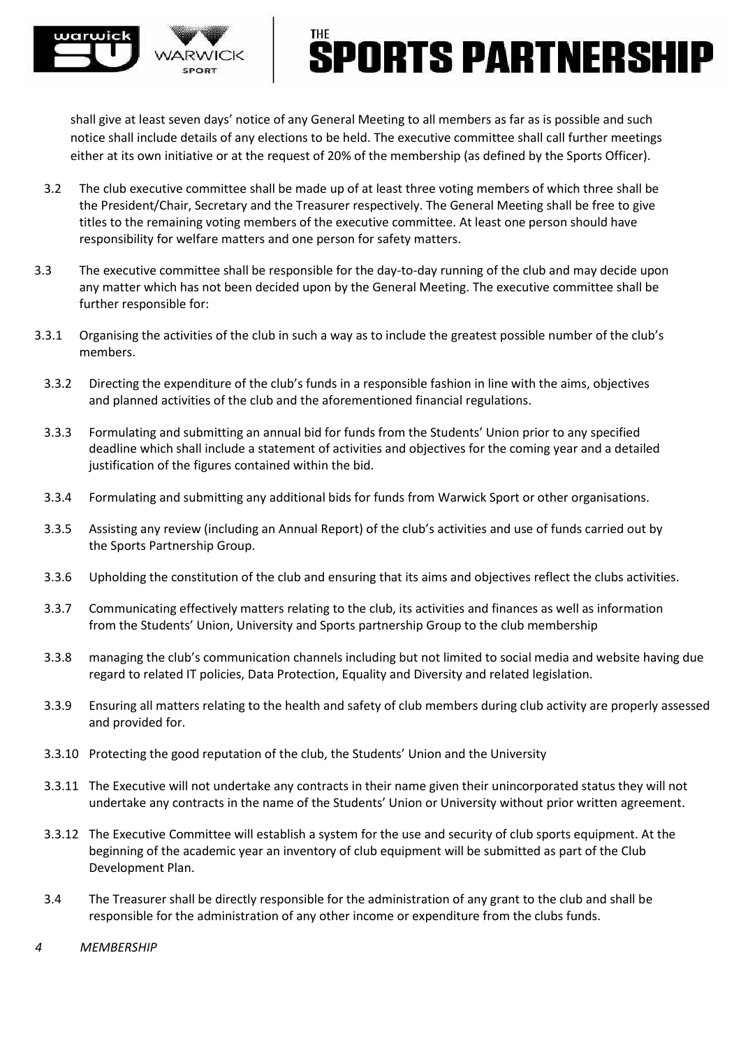shall give at least seven days' notice of any General Meeting to all members as far as is possible and such notice shall include details of any elections to be held. The executive committee shall call further meetings either at its own initiative or at the request of 20% of the membership (as defined by the Sports Officer).

3.2 The club executive committee shall be made up of at least three voting members of which three shall be the President/Chair, Secretary and the Treasurer respectively. The General Meeting shall be free to give titles to the remaining voting members of the executive committee. At least one person should have responsibility for welfare matters and one person for safety matters.

3.3 The executive committee shall be responsible for the day-to-day running of the club and may decide upon any matter which has not been decided upon by the General Meeting. The executive committee shall be further responsible for:

3.3.1 Organising the activities of the club in such a way as to include the greatest possible number of the club's members.

3.3.2 Directing the expenditure of the club's funds in a responsible fashion in line with the aims, objectives and planned activities of the club and the aforementioned financial regulations.

3.3.3 Formulating and submitting an annual bid for funds from the Students' Union prior to any specified deadline which shall include a statement of activities and objectives for the coming year and a detailed justification of the figures contained within the bid.

3.3.4 Formulating and submitting any additional bids for funds from Warwick Sport or other organisations.

3.3.5 Assisting any review (including an Annual Report) of the club's activities and use of funds carried out by the Sports Partnership Group.

3.3.6 Upholding the constitution of the club and ensuring that its aims and objectives reflect the clubs activities.

3.3.7 Communicating effectively matters relating to the club, its activities and finances as well as information from the Students' Union, University and Sports partnership Group to the club membership

3.3.8 managing the club's communication channels including but not limited to social media and website having due regard to related IT policies, Data Protection, Equality and Diversity and related legislation.

3.3.9 Ensuring all matters relating to the health and safety of club members during club activity are properly assessed and provided for.

3.3.10 Protecting the good reputation of the club, the Students' Union and the University

3.3.11 The Executive will not undertake any contracts in their name given their unincorporated status they will not undertake any contracts in the name of the Students' Union or University without prior written agreement.

3.3.12 The Executive Committee will establish a system for the use and security of club sports equipment. At the beginning of the academic year an inventory of club equipment will be submitted as part of the Club Development Plan.

3.4 The Treasurer shall be directly responsible for the administration of any grant to the club and shall be responsible for the administration of any other income or expenditure from the clubs funds.

*4 MEMBERSHIP*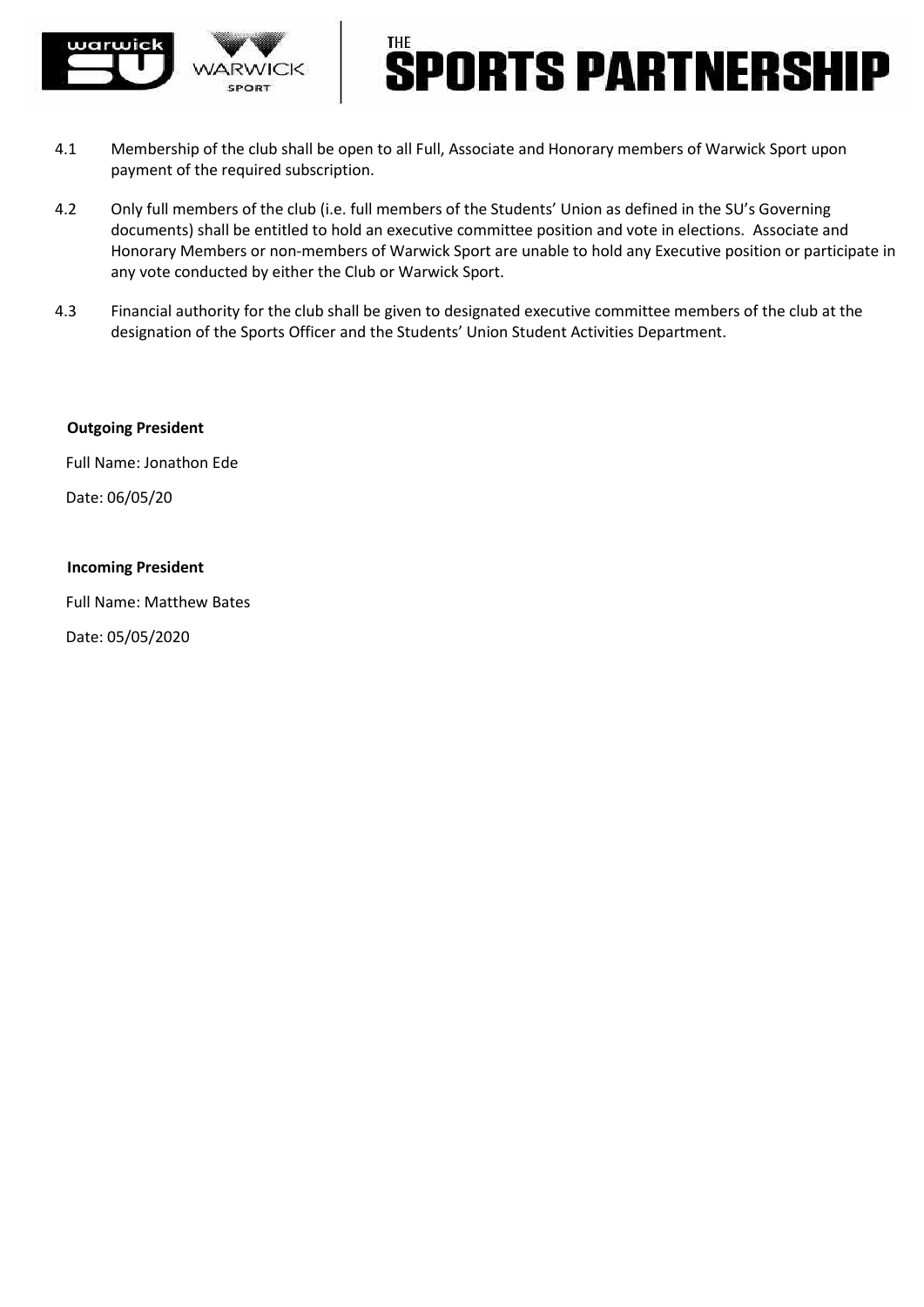4.1 Membership of the club shall be open to all Full, Associate and Honorary members of Warwick Sport upon payment of the required subscription.

4.2 Only full members of the club (i.e. full members of the Students' Union as defined in the SU's Governing documents) shall be entitled to hold an executive committee position and vote in elections. Associate and Honorary Members or non-members of Warwick Sport are unable to hold any Executive position or participate in any vote conducted by either the Club or Warwick Sport.

4.3 Financial authority for the club shall be given to designated executive committee members of the club at the designation of the Sports Officer and the Students' Union Student Activities Department.

**Outgoing President**

Full Name: Jonathon Ede

Date: 06/05/20

**Incoming President**

Full Name: Matthew Bates

Date: 05/05/2020